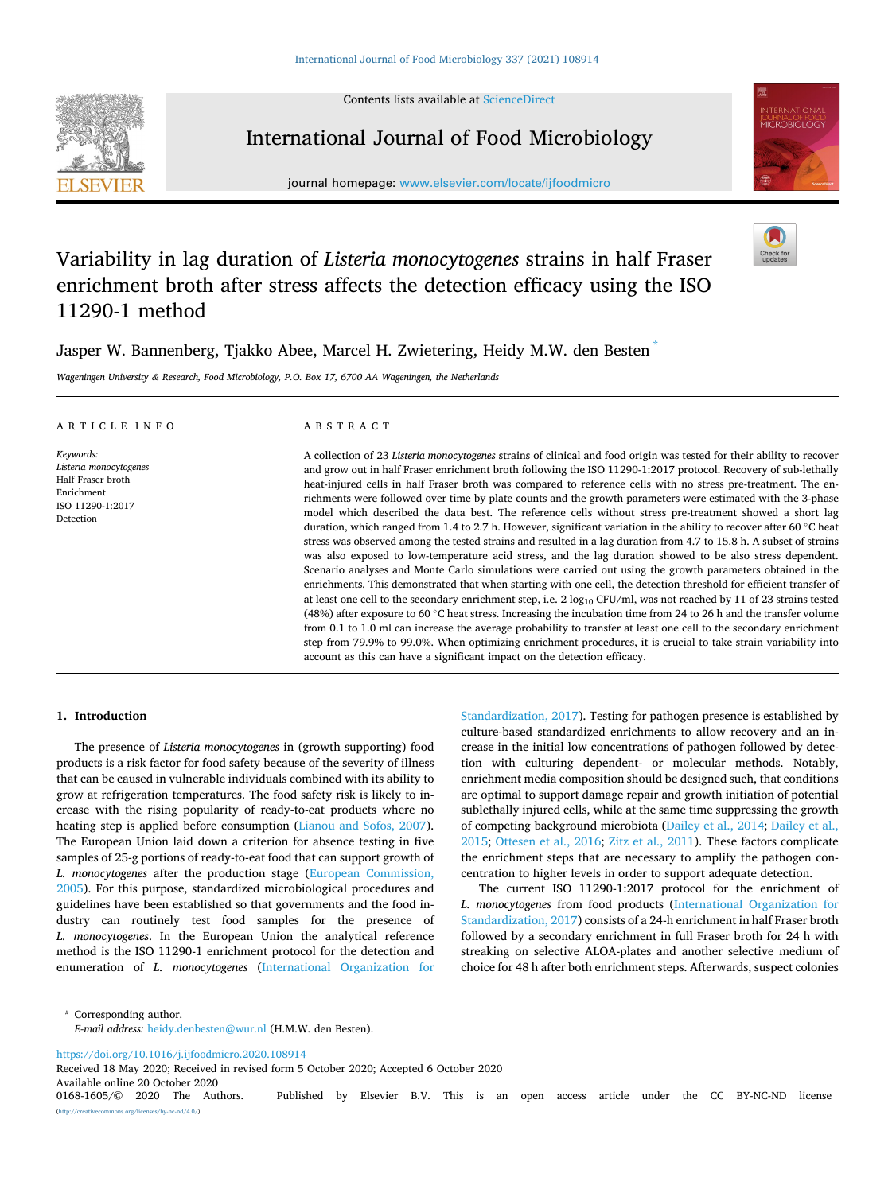# Variability in lag duration of *Listeria monocytogenes* strains in half Fraser enrichment broth after stress affects the detection efficacy using the ISO 11290-1 method

Jasper W. Bannenberg, Tjakko Abee, Marcel H. Zwietering, Heidy M.W. den Besten*

*Wageningen University & Research, Food Microbiology, P.O. Box 17, 6700 AA Wageningen, the Netherlands*

## ARTICLE INFO

*Keywords:*
*Listeria monocytogenes*
Half Fraser broth
Enrichment
ISO 11290-1:2017
Detection

## ABSTRACT

A collection of 23 *Listeria monocytogenes* strains of clinical and food origin was tested for their ability to recover and grow out in half Fraser enrichment broth following the ISO 11290-1:2017 protocol. Recovery of sub-lethally heat-injured cells in half Fraser broth was compared to reference cells with no stress pre-treatment. The enrichments were followed over time by plate counts and the growth parameters were estimated with the 3-phase model which described the data best. The reference cells without stress pre-treatment showed a short lag duration, which ranged from 1.4 to 2.7 h. However, significant variation in the ability to recover after 60 °C heat stress was observed among the tested strains and resulted in a lag duration from 4.7 to 15.8 h. A subset of strains was also exposed to low-temperature acid stress, and the lag duration showed to be also stress dependent. Scenario analyses and Monte Carlo simulations were carried out using the growth parameters obtained in the enrichments. This demonstrated that when starting with one cell, the detection threshold for efficient transfer of at least one cell to the secondary enrichment step, i.e. 2 $\log_{10}$ CFU/ml, was not reached by 11 of 23 strains tested (48%) after exposure to 60 °C heat stress. Increasing the incubation time from 24 to 26 h and the transfer volume from 0.1 to 1.0 ml can increase the average probability to transfer at least one cell to the secondary enrichment step from 79.9% to 99.0%. When optimizing enrichment procedures, it is crucial to take strain variability into account as this can have a significant impact on the detection efficacy.

## 1. Introduction

The presence of *Listeria monocytogenes* in (growth supporting) food products is a risk factor for food safety because of the severity of illness that can be caused in vulnerable individuals combined with its ability to grow at refrigeration temperatures. The food safety risk is likely to increase with the rising popularity of ready-to-eat products where no heating step is applied before consumption (Lianou and Sofos, 2007). The European Union laid down a criterion for absence testing in five samples of 25-g portions of ready-to-eat food that can support growth of *L. monocytogenes* after the production stage (European Commission, 2005). For this purpose, standardized microbiological procedures and guidelines have been established so that governments and the food industry can routinely test food samples for the presence of *L. monocytogenes*. In the European Union the analytical reference method is the ISO 11290-1 enrichment protocol for the detection and enumeration of *L. monocytogenes* (International Organization for Standardization, 2017). Testing for pathogen presence is established by culture-based standardized enrichments to allow recovery and an increase in the initial low concentrations of pathogen followed by detection with culturing dependent- or molecular methods. Notably, enrichment media composition should be designed such, that conditions are optimal to support damage repair and growth initiation of potential sublethally injured cells, while at the same time suppressing the growth of competing background microbiota (Dailey et al., 2014; Dailey et al., 2015; Ottesen et al., 2016; Zitz et al., 2011). These factors complicate the enrichment steps that are necessary to amplify the pathogen concentration to higher levels in order to support adequate detection.

The current ISO 11290-1:2017 protocol for the enrichment of *L. monocytogenes* from food products (International Organization for Standardization, 2017) consists of a 24-h enrichment in half Fraser broth followed by a secondary enrichment in full Fraser broth for 24 h with streaking on selective ALOA-plates and another selective medium of choice for 48 h after both enrichment steps. Afterwards, suspect colonies

\* Corresponding author.
*E-mail address:* heidy.denbesten@wur.nl (H.M.W. den Besten).

https://doi.org/10.1016/j.ijfoodmicro.2020.108914
Received 18 May 2020; Received in revised form 5 October 2020; Accepted 6 October 2020
Available online 20 October 2020
0168-1605/© 2020 The Authors. Published by Elsevier B.V. This is an open access article under the CC BY-NC-ND license (http://creativecommons.org/licenses/by-nc-nd/4.0/).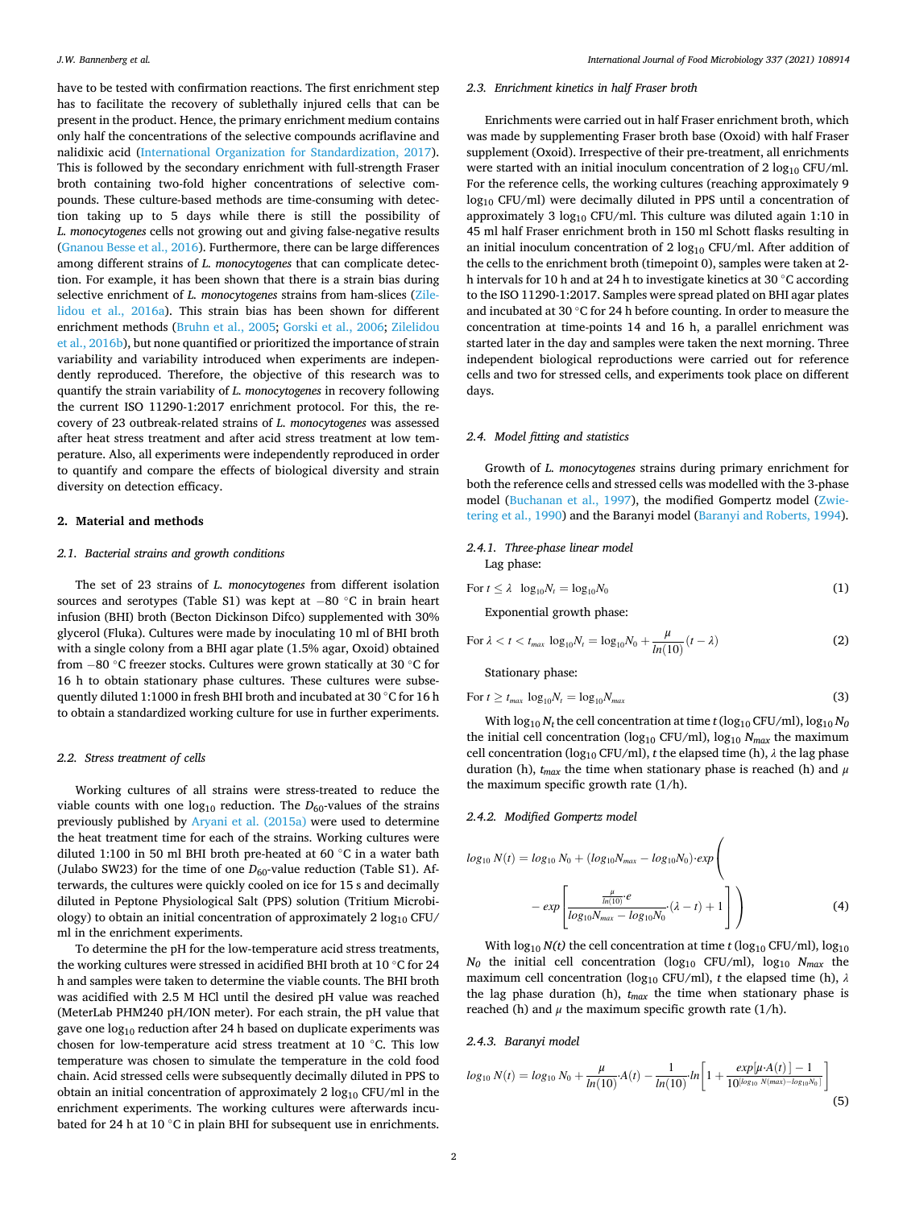have to be tested with confirmation reactions. The first enrichment step has to facilitate the recovery of sublethally injured cells that can be present in the product. Hence, the primary enrichment medium contains only half the concentrations of the selective compounds acriflavine and nalidixic acid (International Organization for Standardization, 2017). This is followed by the secondary enrichment with full-strength Fraser broth containing two-fold higher concentrations of selective compounds. These culture-based methods are time-consuming with detection taking up to 5 days while there is still the possibility of *L. monocytogenes* cells not growing out and giving false-negative results (Gnanou Besse et al., 2016). Furthermore, there can be large differences among different strains of *L. monocytogenes* that can complicate detection. For example, it has been shown that there is a strain bias during selective enrichment of *L. monocytogenes* strains from ham-slices (Zilelidou et al., 2016a). This strain bias has been shown for different enrichment methods (Bruhn et al., 2005; Gorski et al., 2006; Zilelidou et al., 2016b), but none quantified or prioritized the importance of strain variability and variability introduced when experiments are independently reproduced. Therefore, the objective of this research was to quantify the strain variability of *L. monocytogenes* in recovery following the current ISO 11290-1:2017 enrichment protocol. For this, the recovery of 23 outbreak-related strains of *L. monocytogenes* was assessed after heat stress treatment and after acid stress treatment at low temperature. Also, all experiments were independently reproduced in order to quantify and compare the effects of biological diversity and strain diversity on detection efficacy.

## 2. Material and methods

### 2.1. Bacterial strains and growth conditions

The set of 23 strains of *L. monocytogenes* from different isolation sources and serotypes (Table S1) was kept at −80 °C in brain heart infusion (BHI) broth (Becton Dickinson Difco) supplemented with 30% glycerol (Fluka). Cultures were made by inoculating 10 ml of BHI broth with a single colony from a BHI agar plate (1.5% agar, Oxoid) obtained from −80 °C freezer stocks. Cultures were grown statically at 30 °C for 16 h to obtain stationary phase cultures. These cultures were subsequently diluted 1:1000 in fresh BHI broth and incubated at 30 °C for 16 h to obtain a standardized working culture for use in further experiments.

### 2.2. Stress treatment of cells

Working cultures of all strains were stress-treated to reduce the viable counts with one $\log_{10}$ reduction. The $D_{60}$-values of the strains previously published by Aryani et al. (2015a) were used to determine the heat treatment time for each of the strains. Working cultures were diluted 1:100 in 50 ml BHI broth pre-heated at 60 °C in a water bath (Julabo SW23) for the time of one $D_{60}$-value reduction (Table S1). Afterwards, the cultures were quickly cooled on ice for 15 s and decimally diluted in Peptone Physiological Salt (PPS) solution (Tritium Microbiology) to obtain an initial concentration of approximately 2 $\log_{10}$ CFU/ml in the enrichment experiments.

To determine the pH for the low-temperature acid stress treatments, the working cultures were stressed in acidified BHI broth at 10 °C for 24 h and samples were taken to determine the viable counts. The BHI broth was acidified with 2.5 M HCl until the desired pH value was reached (MeterLab PHM240 pH/ION meter). For each strain, the pH value that gave one $\log_{10}$ reduction after 24 h based on duplicate experiments was chosen for low-temperature acid stress treatment at 10 °C. This low temperature was chosen to simulate the temperature in the cold food chain. Acid stressed cells were subsequently decimally diluted in PPS to obtain an initial concentration of approximately 2 $\log_{10}$ CFU/ml in the enrichment experiments. The working cultures were afterwards incubated for 24 h at 10 °C in plain BHI for subsequent use in enrichments.

### 2.3. Enrichment kinetics in half Fraser broth

Enrichments were carried out in half Fraser enrichment broth, which was made by supplementing Fraser broth base (Oxoid) with half Fraser supplement (Oxoid). Irrespective of their pre-treatment, all enrichments were started with an initial inoculum concentration of 2 $\log_{10}$ CFU/ml. For the reference cells, the working cultures (reaching approximately 9 $\log_{10}$ CFU/ml) were decimally diluted in PPS until a concentration of approximately 3 $\log_{10}$ CFU/ml. This culture was diluted again 1:10 in 45 ml half Fraser enrichment broth in 150 ml Schott flasks resulting in an initial inoculum concentration of 2 $\log_{10}$ CFU/ml. After addition of the cells to the enrichment broth (timepoint 0), samples were taken at 2-h intervals for 10 h and at 24 h to investigate kinetics at 30 °C according to the ISO 11290-1:2017. Samples were spread plated on BHI agar plates and incubated at 30 °C for 24 h before counting. In order to measure the concentration at time-points 14 and 16 h, a parallel enrichment was started later in the day and samples were taken the next morning. Three independent biological reproductions were carried out for reference cells and two for stressed cells, and experiments took place on different days.

### 2.4. Model fitting and statistics

Growth of *L. monocytogenes* strains during primary enrichment for both the reference cells and stressed cells was modelled with the 3-phase model (Buchanan et al., 1997), the modified Gompertz model (Zwietering et al., 1990) and the Baranyi model (Baranyi and Roberts, 1994).

#### 2.4.1. Three-phase linear model

Lag phase:

$$\text{For } t \leq \lambda \quad \log_{10}N_t = \log_{10}N_0 \tag{1}$$

Exponential growth phase:

$$\text{For } \lambda < t < t_{max} \quad \log_{10}N_t = \log_{10}N_0 + \frac{\mu}{ln(10)}(t - \lambda) \tag{2}$$

Stationary phase:

$$\text{For } t \geq t_{max} \quad \log_{10}N_t = \log_{10}N_{max} \tag{3}$$

With $\log_{10} N_t$ the cell concentration at time $t$ ($\log_{10}$ CFU/ml), $\log_{10} N_0$ the initial cell concentration ($\log_{10}$ CFU/ml), $\log_{10} N_{max}$ the maximum cell concentration ($\log_{10}$ CFU/ml), $t$ the elapsed time (h), $\lambda$ the lag phase duration (h), $t_{max}$ the time when stationary phase is reached (h) and $\mu$ the maximum specific growth rate (1/h).

#### 2.4.2. Modified Gompertz model

$$log_{10}\,N(t) = log_{10}\,N_0 + (log_{10}N_{max} - log_{10}N_0)\cdot exp\left( - exp\left[\frac{\frac{\mu}{ln(10)}\cdot e}{log_{10}N_{max} - log_{10}N_0}\cdot(\lambda - t) + 1\right]\right) \tag{4}$$

With $\log_{10} N(t)$ the cell concentration at time $t$ ($\log_{10}$ CFU/ml), $\log_{10} N_0$ the initial cell concentration ($\log_{10}$ CFU/ml), $\log_{10} N_{max}$ the maximum cell concentration ($\log_{10}$ CFU/ml), $t$ the elapsed time (h), $\lambda$ the lag phase duration (h), $t_{max}$ the time when stationary phase is reached (h) and $\mu$ the maximum specific growth rate (1/h).

#### 2.4.3. Baranyi model

$$log_{10}\,N(t) = log_{10}\,N_0 + \frac{\mu}{ln(10)}\cdot A(t) - \frac{1}{ln(10)}\cdot ln\left[1 + \frac{exp[\mu\cdot A(t)] - 1}{10^{[log_{10}\,N(max) - log_{10}N_0]}}\right] \tag{5}$$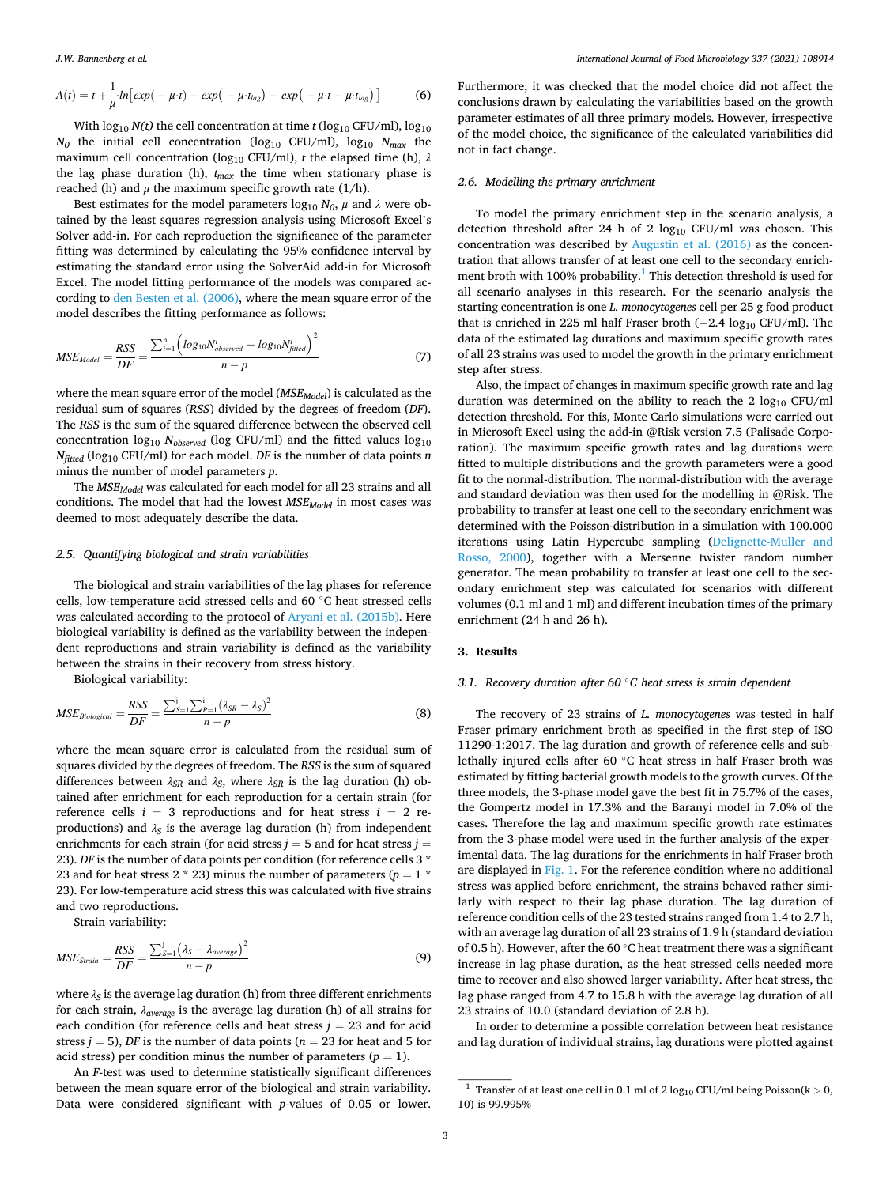$$A(t) = t + \frac{1}{\mu}\cdot ln\left[exp(-\mu\cdot t) + exp(-\mu\cdot t_{lag}) - exp(-\mu\cdot t - \mu\cdot t_{lag})\right] \tag{6}$$

With $\log_{10} N(t)$ the cell concentration at time $t$ ($\log_{10}$ CFU/ml), $\log_{10} N_0$ the initial cell concentration ($\log_{10}$ CFU/ml), $\log_{10} N_{max}$ the maximum cell concentration ($\log_{10}$ CFU/ml), $t$ the elapsed time (h), $\lambda$ the lag phase duration (h), $t_{max}$ the time when stationary phase is reached (h) and $\mu$ the maximum specific growth rate (1/h).

Best estimates for the model parameters $\log_{10} N_0$, $\mu$ and $\lambda$ were obtained by the least squares regression analysis using Microsoft Excel's Solver add-in. For each reproduction the significance of the parameter fitting was determined by calculating the 95% confidence interval by estimating the standard error using the SolverAid add-in for Microsoft Excel. The model fitting performance of the models was compared according to den Besten et al. (2006), where the mean square error of the model describes the fitting performance as follows:

$$MSE_{Model} = \frac{RSS}{DF} = \frac{\sum_{i=1}^{n}\left(log_{10}N^{i}_{observed} - log_{10}N^{i}_{fitted}\right)^2}{n-p} \tag{7}$$

where the mean square error of the model ($MSE_{Model}$) is calculated as the residual sum of squares ($RSS$) divided by the degrees of freedom ($DF$). The $RSS$ is the sum of the squared difference between the observed cell concentration $\log_{10} N_{observed}$ (log CFU/ml) and the fitted values $\log_{10} N_{fitted}$ ($\log_{10}$ CFU/ml) for each model. $DF$ is the number of data points $n$ minus the number of model parameters $p$.

The $MSE_{Model}$ was calculated for each model for all 23 strains and all conditions. The model that had the lowest $MSE_{Model}$ in most cases was deemed to most adequately describe the data.

### 2.5. Quantifying biological and strain variabilities

The biological and strain variabilities of the lag phases for reference cells, low-temperature acid stressed cells and 60 °C heat stressed cells was calculated according to the protocol of Aryani et al. (2015b). Here biological variability is defined as the variability between the independent reproductions and strain variability is defined as the variability between the strains in their recovery from stress history.

Biological variability:

$$MSE_{Biological} = \frac{RSS}{DF} = \frac{\sum_{S=1}^{j}\sum_{R=1}^{i}\left(\lambda_{SR} - \lambda_S\right)^2}{n-p} \tag{8}$$

where the mean square error is calculated from the residual sum of squares divided by the degrees of freedom. The $RSS$ is the sum of squared differences between $\lambda_{SR}$ and $\lambda_S$, where $\lambda_{SR}$ is the lag duration (h) obtained after enrichment for each reproduction for a certain strain (for reference cells $i = 3$ reproductions and for heat stress $i = 2$ reproductions) and $\lambda_S$ is the average lag duration (h) from independent enrichments for each strain (for acid stress $j = 5$ and for heat stress $j = 23$). $DF$ is the number of data points per condition (for reference cells 3 * 23 and for heat stress 2 * 23) minus the number of parameters ($p = 1$ * 23). For low-temperature acid stress this was calculated with five strains and two reproductions.

Strain variability:

$$MSE_{Strain} = \frac{RSS}{DF} = \frac{\sum_{S=1}^{j}\left(\lambda_S - \lambda_{average}\right)^2}{n-p} \tag{9}$$

where $\lambda_S$ is the average lag duration (h) from three different enrichments for each strain, $\lambda_{average}$ is the average lag duration (h) of all strains for each condition (for reference cells and heat stress $j = 23$ and for acid stress $j = 5$), $DF$ is the number of data points ($n = 23$ for heat and 5 for acid stress) per condition minus the number of parameters ($p = 1$).

An F-test was used to determine statistically significant differences between the mean square error of the biological and strain variability. Data were considered significant with p-values of 0.05 or lower. Furthermore, it was checked that the model choice did not affect the conclusions drawn by calculating the variabilities based on the growth parameter estimates of all three primary models. However, irrespective of the model choice, the significance of the calculated variabilities did not in fact change.

### 2.6. Modelling the primary enrichment

To model the primary enrichment step in the scenario analysis, a detection threshold after 24 h of 2 $\log_{10}$ CFU/ml was chosen. This concentration was described by Augustin et al. (2016) as the concentration that allows transfer of at least one cell to the secondary enrichment broth with 100% probability.[1] This detection threshold is used for all scenario analyses in this research. For the scenario analysis the starting concentration is one *L. monocytogenes* cell per 25 g food product that is enriched in 225 ml half Fraser broth (−2.4 $\log_{10}$ CFU/ml). The data of the estimated lag durations and maximum specific growth rates of all 23 strains was used to model the growth in the primary enrichment step after stress.

Also, the impact of changes in maximum specific growth rate and lag duration was determined on the ability to reach the 2 $\log_{10}$ CFU/ml detection threshold. For this, Monte Carlo simulations were carried out in Microsoft Excel using the add-in @Risk version 7.5 (Palisade Corporation). The maximum specific growth rates and lag durations were fitted to multiple distributions and the growth parameters were a good fit to the normal-distribution. The normal-distribution with the average and standard deviation was then used for the modelling in @Risk. The probability to transfer at least one cell to the secondary enrichment was determined with the Poisson-distribution in a simulation with 100.000 iterations using Latin Hypercube sampling (Delignette-Muller and Rosso, 2000), together with a Mersenne twister random number generator. The mean probability to transfer at least one cell to the secondary enrichment step was calculated for scenarios with different volumes (0.1 ml and 1 ml) and different incubation times of the primary enrichment (24 h and 26 h).

## 3. Results

### 3.1. Recovery duration after 60 °C heat stress is strain dependent

The recovery of 23 strains of *L. monocytogenes* was tested in half Fraser primary enrichment broth as specified in the first step of ISO 11290-1:2017. The lag duration and growth of reference cells and sublethally injured cells after 60 °C heat stress in half Fraser broth was estimated by fitting bacterial growth models to the growth curves. Of the three models, the 3-phase model gave the best fit in 75.7% of the cases, the Gompertz model in 17.3% and the Baranyi model in 7.0% of the cases. Therefore the lag and maximum specific growth rate estimates from the 3-phase model were used in the further analysis of the experimental data. The lag durations for the enrichments in half Fraser broth are displayed in Fig. 1. For the reference condition where no additional stress was applied before enrichment, the strains behaved rather similarly with respect to their lag phase duration. The lag duration of reference condition cells of the 23 tested strains ranged from 1.4 to 2.7 h, with an average lag duration of all 23 strains of 1.9 h (standard deviation of 0.5 h). However, after the 60 °C heat treatment there was a significant increase in lag phase duration, as the heat stressed cells needed more time to recover and also showed larger variability. After heat stress, the lag phase ranged from 4.7 to 15.8 h with the average lag duration of all 23 strains of 10.0 (standard deviation of 2.8 h).

In order to determine a possible correlation between heat resistance and lag duration of individual strains, lag durations were plotted against

[1] Transfer of at least one cell in 0.1 ml of 2 $\log_{10}$ CFU/ml being Poisson($k > 0$, 10) is 99.995%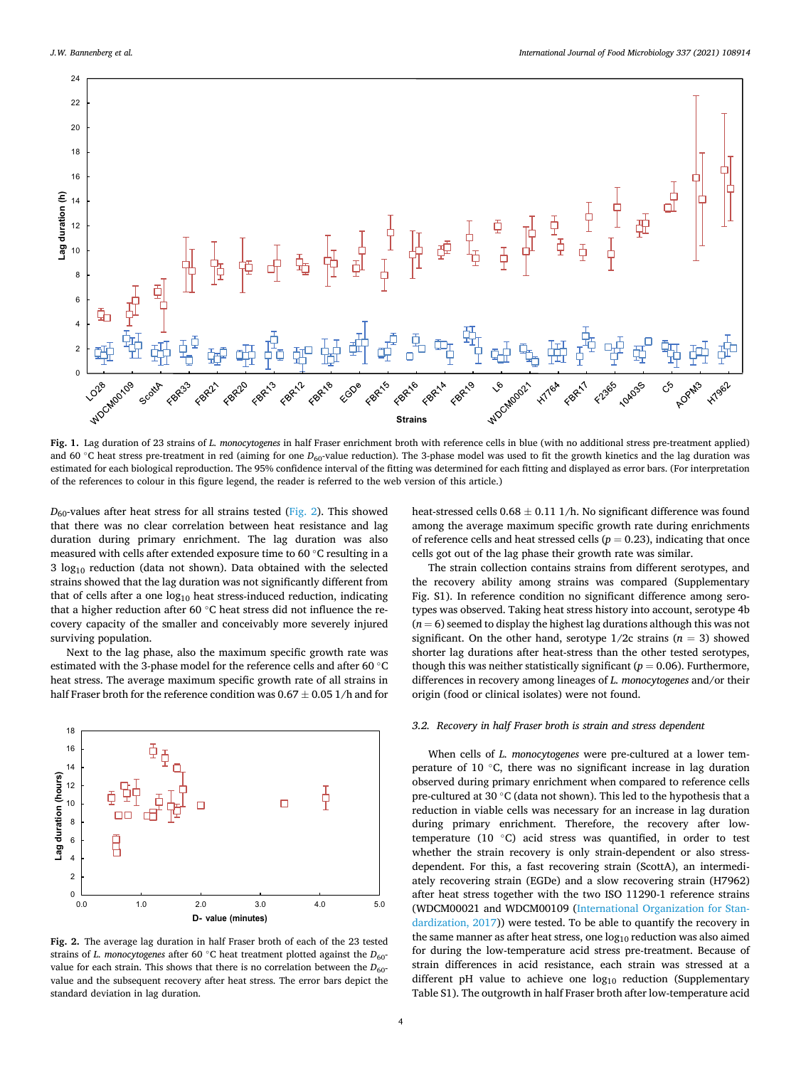Fig. 1. Lag duration of 23 strains of *L. monocytogenes* in half Fraser enrichment broth with reference cells in blue (with no additional stress pre-treatment applied) and 60 °C heat stress pre-treatment in red (aiming for one $D_{60}$-value reduction). The 3-phase model was used to fit the growth kinetics and the lag duration was estimated for each biological reproduction. The 95% confidence interval of the fitting was determined for each fitting and displayed as error bars. (For interpretation of the references to colour in this figure legend, the reader is referred to the web version of this article.)

$D_{60}$-values after heat stress for all strains tested (Fig. 2). This showed that there was no clear correlation between heat resistance and lag duration during primary enrichment. The lag duration was also measured with cells after extended exposure time to 60 °C resulting in a 3 $\log_{10}$ reduction (data not shown). Data obtained with the selected strains showed that the lag duration was not significantly different from that of cells after a one $\log_{10}$ heat stress-induced reduction, indicating that a higher reduction after 60 °C heat stress did not influence the recovery capacity of the smaller and conceivably more severely injured surviving population.

Next to the lag phase, also the maximum specific growth rate was estimated with the 3-phase model for the reference cells and after 60 °C heat stress. The average maximum specific growth rate of all strains in half Fraser broth for the reference condition was 0.67 ± 0.05 1/h and for heat-stressed cells 0.68 ± 0.11 1/h. No significant difference was found among the average maximum specific growth rate during enrichments of reference cells and heat stressed cells ($p = 0.23$), indicating that once cells got out of the lag phase their growth rate was similar.

The strain collection contains strains from different serotypes, and the recovery ability among strains was compared (Supplementary Fig. S1). In reference condition no significant difference among serotypes was observed. Taking heat stress history into account, serotype 4b ($n = 6$) seemed to display the highest lag durations although this was not significant. On the other hand, serotype 1/2c strains ($n = 3$) showed shorter lag durations after heat-stress than the other tested serotypes, though this was neither statistically significant ($p = 0.06$). Furthermore, differences in recovery among lineages of *L. monocytogenes* and/or their origin (food or clinical isolates) were not found.

Fig. 2. The average lag duration in half Fraser broth of each of the 23 tested strains of *L. monocytogenes* after 60 °C heat treatment plotted against the $D_{60}$-value for each strain. This shows that there is no correlation between the $D_{60}$-value and the subsequent recovery after heat stress. The error bars depict the standard deviation in lag duration.

### 3.2. Recovery in half Fraser broth is strain and stress dependent

When cells of *L. monocytogenes* were pre-cultured at a lower temperature of 10 °C, there was no significant increase in lag duration observed during primary enrichment when compared to reference cells pre-cultured at 30 °C (data not shown). This led to the hypothesis that a reduction in viable cells was necessary for an increase in lag duration during primary enrichment. Therefore, the recovery after low-temperature (10 °C) acid stress was quantified, in order to test whether the strain recovery is only strain-dependent or also stress-dependent. For this, a fast recovering strain (ScottA), an intermediately recovering strain (EGDe) and a slow recovering strain (H7962) after heat stress together with the two ISO 11290-1 reference strains (WDCM00021 and WDCM00109 (International Organization for Standardization, 2017)) were tested. To be able to quantify the recovery in the same manner as after heat stress, one $\log_{10}$ reduction was also aimed for during the low-temperature acid stress pre-treatment. Because of strain differences in acid resistance, each strain was stressed at a different pH value to achieve one $\log_{10}$ reduction (Supplementary Table S1). The outgrowth in half Fraser broth after low-temperature acid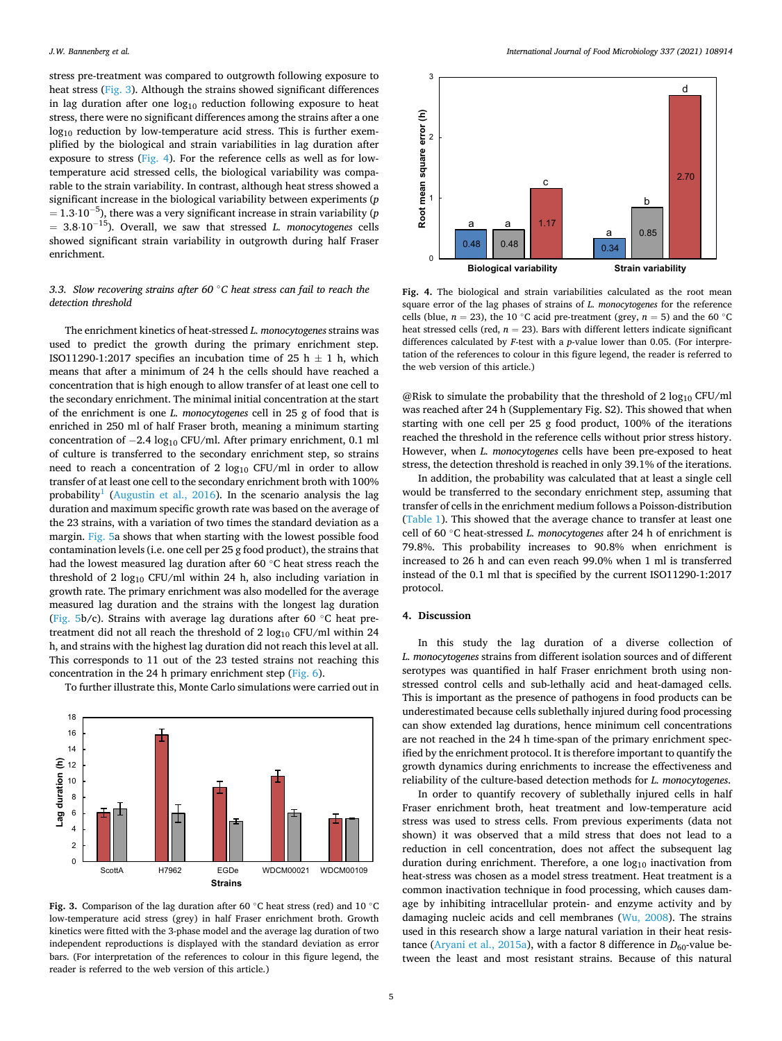stress pre-treatment was compared to outgrowth following exposure to heat stress (Fig. 3). Although the strains showed significant differences in lag duration after one $\log_{10}$ reduction following exposure to heat stress, there were no significant differences among the strains after a one $\log_{10}$ reduction by low-temperature acid stress. This is further exemplified by the biological and strain variabilities in lag duration after exposure to stress (Fig. 4). For the reference cells as well as for low-temperature acid stressed cells, the biological variability was comparable to the strain variability. In contrast, although heat stress showed a significant increase in the biological variability between experiments ($p = 1.3 \cdot 10^{-5}$), there was a very significant increase in strain variability ($p = 3.8 \cdot 10^{-15}$). Overall, we saw that stressed *L. monocytogenes* cells showed significant strain variability in outgrowth during half Fraser enrichment.

### 3.3. Slow recovering strains after 60 °C heat stress can fail to reach the detection threshold

The enrichment kinetics of heat-stressed *L. monocytogenes* strains was used to predict the growth during the primary enrichment step. ISO11290-1:2017 specifies an incubation time of 25 h ± 1 h, which means that after a minimum of 24 h the cells should have reached a concentration that is high enough to allow transfer of at least one cell to the secondary enrichment. The minimal initial concentration at the start of the enrichment is one *L. monocytogenes* cell in 25 g of food that is enriched in 250 ml of half Fraser broth, meaning a minimum starting concentration of −2.4 $\log_{10}$ CFU/ml. After primary enrichment, 0.1 ml of culture is transferred to the secondary enrichment step, so strains need to reach a concentration of 2 $\log_{10}$ CFU/ml in order to allow transfer of at least one cell to the secondary enrichment broth with 100% probability[1] (Augustin et al., 2016). In the scenario analysis the lag duration and maximum specific growth rate was based on the average of the 23 strains, with a variation of two times the standard deviation as a margin. Fig. 5a shows that when starting with the lowest possible food contamination levels (i.e. one cell per 25 g food product), the strains that had the lowest measured lag duration after 60 °C heat stress reach the threshold of 2 $\log_{10}$ CFU/ml within 24 h, also including variation in growth rate. The primary enrichment was also modelled for the average measured lag duration and the strains with the longest lag duration (Fig. 5b/c). Strains with average lag durations after 60 °C heat pre-treatment did not all reach the threshold of 2 $\log_{10}$ CFU/ml within 24 h, and strains with the highest lag duration did not reach this level at all. This corresponds to 11 out of the 23 tested strains not reaching this concentration in the 24 h primary enrichment step (Fig. 6).

To further illustrate this, Monte Carlo simulations were carried out in @Risk to simulate the probability that the threshold of 2 $\log_{10}$ CFU/ml was reached after 24 h (Supplementary Fig. S2). This showed that when starting with one cell per 25 g food product, 100% of the iterations reached the threshold in the reference cells without prior stress history. However, when *L. monocytogenes* cells have been pre-exposed to heat stress, the detection threshold is reached in only 39.1% of the iterations.

In addition, the probability was calculated that at least a single cell would be transferred to the secondary enrichment step, assuming that transfer of cells in the enrichment medium follows a Poisson-distribution (Table 1). This showed that the average chance to transfer at least one cell of 60 °C heat-stressed *L. monocytogenes* after 24 h of enrichment is 79.8%. This probability increases to 90.8% when enrichment is increased to 26 h and can even reach 99.0% when 1 ml is transferred instead of the 0.1 ml that is specified by the current ISO11290-1:2017 protocol.

Fig. 3. Comparison of the lag duration after 60 °C heat stress (red) and 10 °C low-temperature acid stress (grey) in half Fraser enrichment broth. Growth kinetics were fitted with the 3-phase model and the average lag duration of two independent reproductions is displayed with the standard deviation as error bars. (For interpretation of the references to colour in this figure legend, the reader is referred to the web version of this article.)

Fig. 4. The biological and strain variabilities calculated as the root mean square error of the lag phases of strains of *L. monocytogenes* for the reference cells (blue, $n = 23$), the 10 °C acid pre-treatment (grey, $n = 5$) and the 60 °C heat stressed cells (red, $n = 23$). Bars with different letters indicate significant differences calculated by $F$-test with a $p$-value lower than 0.05. (For interpretation of the references to colour in this figure legend, the reader is referred to the web version of this article.)

## 4. Discussion

In this study the lag duration of a diverse collection of *L. monocytogenes* strains from different isolation sources and of different serotypes was quantified in half Fraser enrichment broth using non-stressed control cells and sub-lethally acid and heat-damaged cells. This is important as the presence of pathogens in food products can be underestimated because cells sublethally injured during food processing can show extended lag durations, hence minimum cell concentrations are not reached in the 24 h time-span of the primary enrichment specified by the enrichment protocol. It is therefore important to quantify the growth dynamics during enrichments to increase the effectiveness and reliability of the culture-based detection methods for *L. monocytogenes*.

In order to quantify recovery of sublethally injured cells in half Fraser enrichment broth, heat treatment and low-temperature acid stress was used to stress cells. From previous experiments (data not shown) it was observed that a mild stress that does not lead to a reduction in cell concentration, does not affect the subsequent lag duration during enrichment. Therefore, a one $\log_{10}$ inactivation from heat-stress was chosen as a model stress treatment. Heat treatment is a common inactivation technique in food processing, which causes damage by inhibiting intracellular protein- and enzyme activity and by damaging nucleic acids and cell membranes (Wu, 2008). The strains used in this research show a large natural variation in their heat resistance (Aryani et al., 2015a), with a factor 8 difference in $D_{60}$-value between the least and most resistant strains. Because of this natural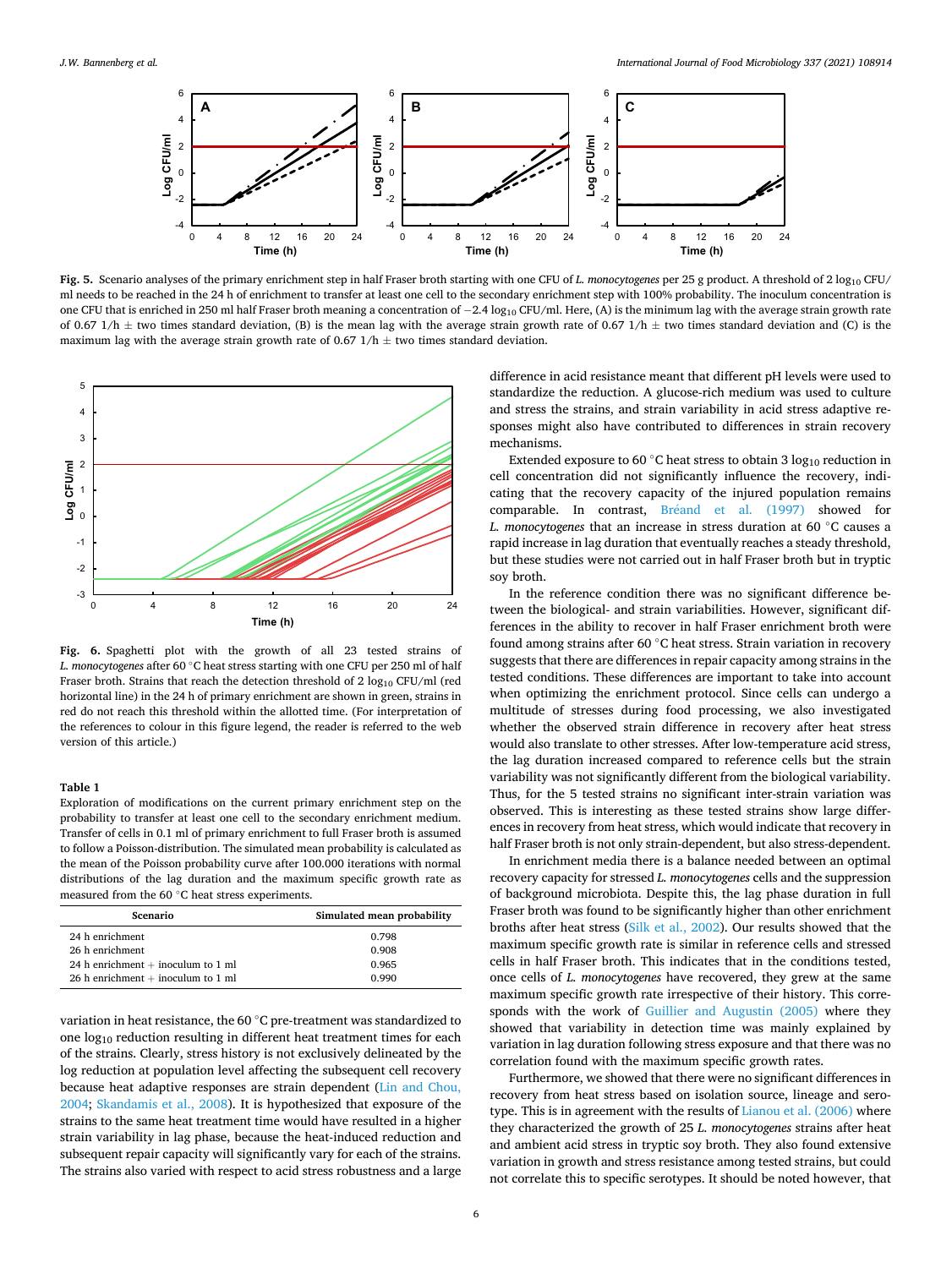Fig. 5. Scenario analyses of the primary enrichment step in half Fraser broth starting with one CFU of *L. monocytogenes* per 25 g product. A threshold of 2 $\log_{10}$ CFU/ml needs to be reached in the 24 h of enrichment to transfer at least one cell to the secondary enrichment step with 100% probability. The inoculum concentration is one CFU that is enriched in 250 ml half Fraser broth meaning a concentration of −2.4 $\log_{10}$ CFU/ml. Here, (A) is the minimum lag with the average strain growth rate of 0.67 1/h ± two times standard deviation, (B) is the mean lag with the average strain growth rate of 0.67 1/h ± two times standard deviation and (C) is the maximum lag with the average strain growth rate of 0.67 1/h ± two times standard deviation.

Fig. 6. Spaghetti plot with the growth of all 23 tested strains of *L. monocytogenes* after 60 °C heat stress starting with one CFU per 250 ml of half Fraser broth. Strains that reach the detection threshold of 2 $\log_{10}$ CFU/ml (red horizontal line) in the 24 h of primary enrichment are shown in green, strains in red do not reach this threshold within the allotted time. (For interpretation of the references to colour in this figure legend, the reader is referred to the web version of this article.)

**Table 1**
Exploration of modifications on the current primary enrichment step on the probability to transfer at least one cell to the secondary enrichment medium. Transfer of cells in 0.1 ml of primary enrichment to full Fraser broth is assumed to follow a Poisson-distribution. The simulated mean probability is calculated as the mean of the Poisson probability curve after 100.000 iterations with normal distributions of the lag duration and the maximum specific growth rate as measured from the 60 °C heat stress experiments.

| Scenario | Simulated mean probability |
|---|---|
| 24 h enrichment | 0.798 |
| 26 h enrichment | 0.908 |
| 24 h enrichment + inoculum to 1 ml | 0.965 |
| 26 h enrichment + inoculum to 1 ml | 0.990 |

variation in heat resistance, the 60 °C pre-treatment was standardized to one $\log_{10}$ reduction resulting in different heat treatment times for each of the strains. Clearly, stress history is not exclusively delineated by the log reduction at population level affecting the subsequent cell recovery because heat adaptive responses are strain dependent (Lin and Chou, 2004; Skandamis et al., 2008). It is hypothesized that exposure of the strains to the same heat treatment time would have resulted in a higher strain variability in lag phase, because the heat-induced reduction and subsequent repair capacity will significantly vary for each of the strains. The strains also varied with respect to acid stress robustness and a large difference in acid resistance meant that different pH levels were used to standardize the reduction. A glucose-rich medium was used to culture and stress the strains, and strain variability in acid stress adaptive responses might also have contributed to differences in strain recovery mechanisms.

Extended exposure to 60 °C heat stress to obtain 3 $\log_{10}$ reduction in cell concentration did not significantly influence the recovery, indicating that the recovery capacity of the injured population remains comparable. In contrast, Bréand et al. (1997) showed for *L. monocytogenes* that an increase in stress duration at 60 °C causes a rapid increase in lag duration that eventually reaches a steady threshold, but these studies were not carried out in half Fraser broth but in tryptic soy broth.

In the reference condition there was no significant difference between the biological- and strain variabilities. However, significant differences in the ability to recover in half Fraser enrichment broth were found among strains after 60 °C heat stress. Strain variation in recovery suggests that there are differences in repair capacity among strains in the tested conditions. These differences are important to take into account when optimizing the enrichment protocol. Since cells can undergo a multitude of stresses during food processing, we also investigated whether the observed strain difference in recovery after heat stress would also translate to other stresses. After low-temperature acid stress, the lag duration increased compared to reference cells but the strain variability was not significantly different from the biological variability. Thus, for the 5 tested strains no significant inter-strain variation was observed. This is interesting as these tested strains show large differences in recovery from heat stress, which would indicate that recovery in half Fraser broth is not only strain-dependent, but also stress-dependent.

In enrichment media there is a balance needed between an optimal recovery capacity for stressed *L. monocytogenes* cells and the suppression of background microbiota. Despite this, the lag phase duration in full Fraser broth was found to be significantly higher than other enrichment broths after heat stress (Silk et al., 2002). Our results showed that the maximum specific growth rate is similar in reference cells and stressed cells in half Fraser broth. This indicates that in the conditions tested, once cells of *L. monocytogenes* have recovered, they grew at the same maximum specific growth rate irrespective of their history. This corresponds with the work of Guillier and Augustin (2005) where they showed that variability in detection time was mainly explained by variation in lag duration following stress exposure and that there was no correlation found with the maximum specific growth rates.

Furthermore, we showed that there were no significant differences in recovery from heat stress based on isolation source, lineage and serotype. This is in agreement with the results of Lianou et al. (2006) where they characterized the growth of 25 *L. monocytogenes* strains after heat and ambient acid stress in tryptic soy broth. They also found extensive variation in growth and stress resistance among tested strains, but could not correlate this to specific serotypes. It should be noted however, that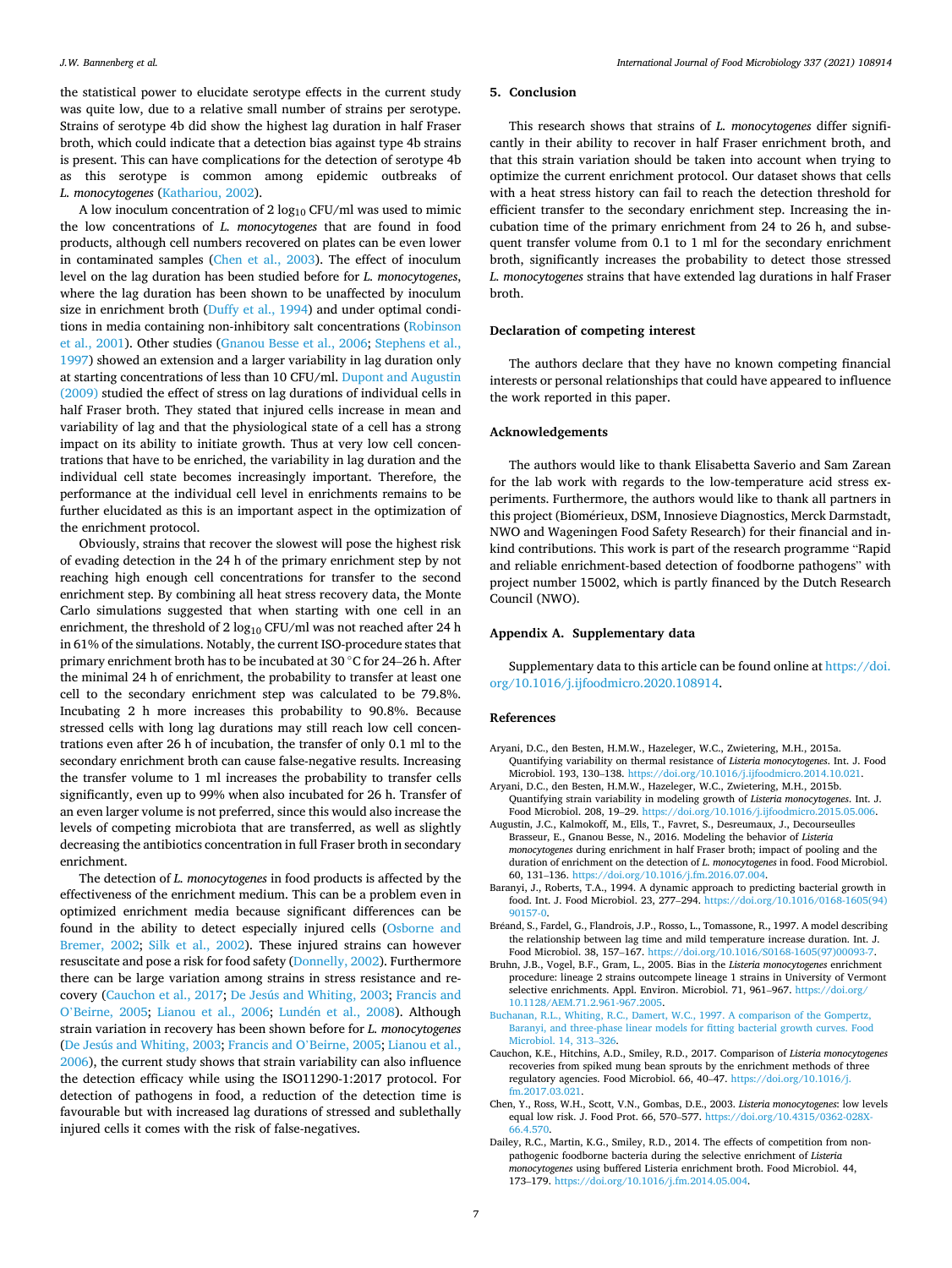the statistical power to elucidate serotype effects in the current study was quite low, due to a relative small number of strains per serotype. Strains of serotype 4b did show the highest lag duration in half Fraser broth, which could indicate that a detection bias against type 4b strains is present. This can have complications for the detection of serotype 4b as this serotype is common among epidemic outbreaks of *L. monocytogenes* (Kathariou, 2002).

A low inoculum concentration of 2 $\log_{10}$ CFU/ml was used to mimic the low concentrations of *L. monocytogenes* that are found in food products, although cell numbers recovered on plates can be even lower in contaminated samples (Chen et al., 2003). The effect of inoculum level on the lag duration has been studied before for *L. monocytogenes*, where the lag duration has been shown to be unaffected by inoculum size in enrichment broth (Duffy et al., 1994) and under optimal conditions in media containing non-inhibitory salt concentrations (Robinson et al., 2001). Other studies (Gnanou Besse et al., 2006; Stephens et al., 1997) showed an extension and a larger variability in lag duration only at starting concentrations of less than 10 CFU/ml. Dupont and Augustin (2009) studied the effect of stress on lag durations of individual cells in half Fraser broth. They stated that injured cells increase in mean and variability of lag and that the physiological state of a cell has a strong impact on its ability to initiate growth. Thus at very low cell concentrations that have to be enriched, the variability in lag duration and the individual cell state becomes increasingly important. Therefore, the performance at the individual cell level in enrichments remains to be further elucidated as this is an important aspect in the optimization of the enrichment protocol.

Obviously, strains that recover the slowest will pose the highest risk of evading detection in the 24 h of the primary enrichment step by not reaching high enough cell concentrations for transfer to the second enrichment step. By combining all heat stress recovery data, the Monte Carlo simulations suggested that when starting with one cell in an enrichment, the threshold of 2 $\log_{10}$ CFU/ml was not reached after 24 h in 61% of the simulations. Notably, the current ISO-procedure states that primary enrichment broth has to be incubated at 30 °C for 24–26 h. After the minimal 24 h of enrichment, the probability to transfer at least one cell to the secondary enrichment step was calculated to be 79.8%. Incubating 2 h more increases this probability to 90.8%. Because stressed cells with long lag durations may still reach low cell concentrations even after 26 h of incubation, the transfer of only 0.1 ml to the secondary enrichment broth can cause false-negative results. Increasing the transfer volume to 1 ml increases the probability to transfer cells significantly, even up to 99% when also incubated for 26 h. Transfer of an even larger volume is not preferred, since this would also increase the levels of competing microbiota that are transferred, as well as slightly decreasing the antibiotics concentration in full Fraser broth in secondary enrichment.

The detection of *L. monocytogenes* in food products is affected by the effectiveness of the enrichment medium. This can be a problem even in optimized enrichment media because significant differences can be found in the ability to detect especially injured cells (Osborne and Bremer, 2002; Silk et al., 2002). These injured strains can however resuscitate and pose a risk for food safety (Donnelly, 2002). Furthermore there can be large variation among strains in stress resistance and recovery (Cauchon et al., 2017; De Jesús and Whiting, 2003; Francis and O'Beirne, 2005; Lianou et al., 2006; Lundén et al., 2008). Although strain variation in recovery has been shown before for *L. monocytogenes* (De Jesús and Whiting, 2003; Francis and O'Beirne, 2005; Lianou et al., 2006), the current study shows that strain variability can also influence the detection efficacy while using the ISO11290-1:2017 protocol. For detection of pathogens in food, a reduction of the detection time is favourable but with increased lag durations of stressed and sublethally injured cells it comes with the risk of false-negatives.

## 5. Conclusion

This research shows that strains of *L. monocytogenes* differ significantly in their ability to recover in half Fraser enrichment broth, and that this strain variation should be taken into account when trying to optimize the current enrichment protocol. Our dataset shows that cells with a heat stress history can fail to reach the detection threshold for efficient transfer to the secondary enrichment step. Increasing the incubation time of the primary enrichment from 24 to 26 h, and subsequent transfer volume from 0.1 to 1 ml for the secondary enrichment broth, significantly increases the probability to detect those stressed *L. monocytogenes* strains that have extended lag durations in half Fraser broth.

## Declaration of competing interest

The authors declare that they have no known competing financial interests or personal relationships that could have appeared to influence the work reported in this paper.

## Acknowledgements

The authors would like to thank Elisabetta Saverio and Sam Zarean for the lab work with regards to the low-temperature acid stress experiments. Furthermore, the authors would like to thank all partners in this project (Biomérieux, DSM, Innosieve Diagnostics, Merck Darmstadt, NWO and Wageningen Food Safety Research) for their financial and in-kind contributions. This work is part of the research programme "Rapid and reliable enrichment-based detection of foodborne pathogens" with project number 15002, which is partly financed by the Dutch Research Council (NWO).

## Appendix A. Supplementary data

Supplementary data to this article can be found online at https://doi.org/10.1016/j.ijfoodmicro.2020.108914.

## References

Aryani, D.C., den Besten, H.M.W., Hazeleger, W.C., Zwietering, M.H., 2015a. Quantifying variability on thermal resistance of *Listeria monocytogenes*. Int. J. Food Microbiol. 193, 130–138. https://doi.org/10.1016/j.ijfoodmicro.2014.10.021.

Aryani, D.C., den Besten, H.M.W., Hazeleger, W.C., Zwietering, M.H., 2015b. Quantifying strain variability in modeling growth of *Listeria monocytogenes*. Int. J. Food Microbiol. 208, 19–29. https://doi.org/10.1016/j.ijfoodmicro.2015.05.006.

Augustin, J.C., Kalmokoff, M., Ells, T., Favret, S., Desreumaux, J., Decourseulles Brasseur, E., Gnanou Besse, N., 2016. Modeling the behavior of *Listeria monocytogenes* during enrichment in half Fraser broth; impact of pooling and the duration of enrichment on the detection of *L. monocytogenes* in food. Food Microbiol. 60, 131–136. https://doi.org/10.1016/j.fm.2016.07.004.

Baranyi, J., Roberts, T.A., 1994. A dynamic approach to predicting bacterial growth in food. Int. J. Food Microbiol. 23, 277–294. https://doi.org/10.1016/0168-1605(94)90157-0.

Bréand, S., Fardel, G., Flandrois, J.P., Rosso, L., Tomassone, R., 1997. A model describing the relationship between lag time and mild temperature increase duration. Int. J. Food Microbiol. 38, 157–167. https://doi.org/10.1016/S0168-1605(97)00093-7.

Bruhn, J.B., Vogel, B.F., Gram, L., 2005. Bias in the *Listeria monocytogenes* enrichment procedure: lineage 2 strains outcompete lineage 1 strains in University of Vermont selective enrichments. Appl. Environ. Microbiol. 71, 961–967. https://doi.org/10.1128/AEM.71.2.961-967.2005.

Buchanan, R.L., Whiting, R.C., Damert, W.C., 1997. A comparison of the Gompertz, Baranyi, and three-phase linear models for fitting bacterial growth curves. Food Microbiol. 14, 313–326.

Cauchon, K.E., Hitchins, A.D., Smiley, R.D., 2017. Comparison of *Listeria monocytogenes* recoveries from spiked mung bean sprouts by the enrichment methods of three regulatory agencies. Food Microbiol. 66, 40–47. https://doi.org/10.1016/j.fm.2017.03.021.

Chen, Y., Ross, W.H., Scott, V.N., Gombas, D.E., 2003. *Listeria monocytogenes*: low levels equal low risk. J. Food Prot. 66, 570–577. https://doi.org/10.4315/0362-028X-66.4.570.

Dailey, R.C., Martin, K.G., Smiley, R.D., 2014. The effects of competition from non-pathogenic foodborne bacteria during the selective enrichment of *Listeria monocytogenes* using buffered Listeria enrichment broth. Food Microbiol. 44, 173–179. https://doi.org/10.1016/j.fm.2014.05.004.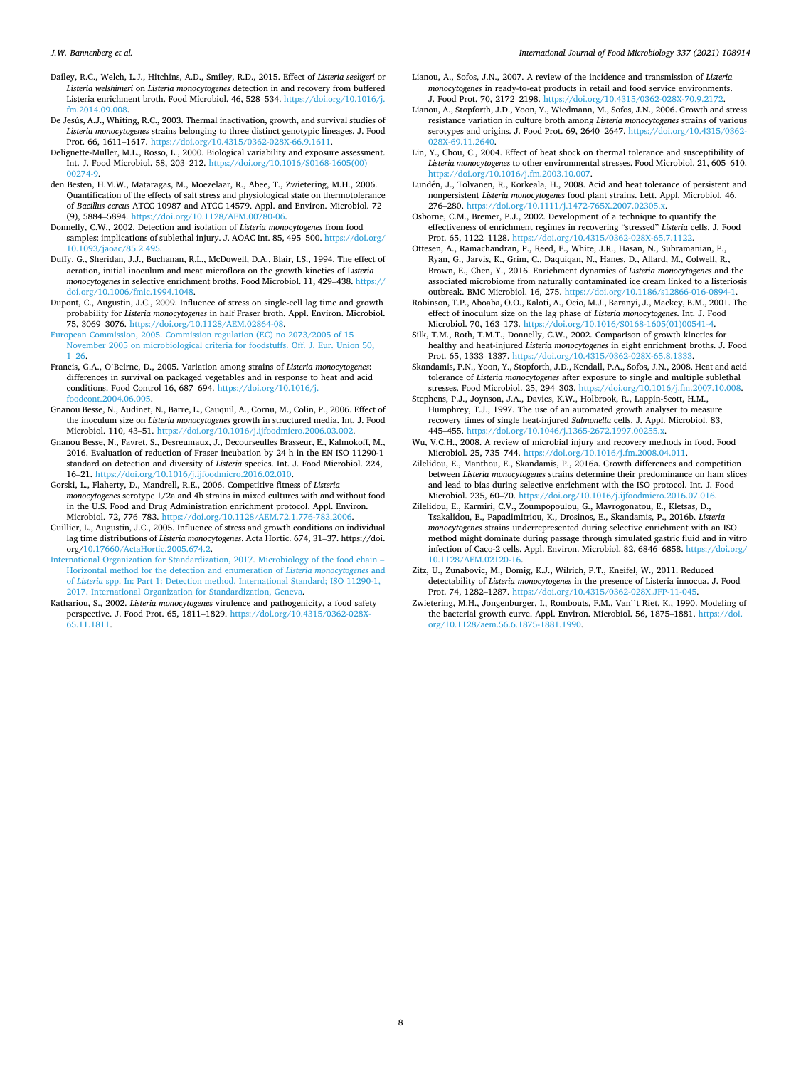Dailey, R.C., Welch, L.J., Hitchins, A.D., Smiley, R.D., 2015. Effect of *Listeria seeligeri* or *Listeria welshimeri* on *Listeria monocytogenes* detection in and recovery from buffered Listeria enrichment broth. Food Microbiol. 46, 528–534. https://doi.org/10.1016/j.fm.2014.09.008.

De Jesús, A.J., Whiting, R.C., 2003. Thermal inactivation, growth, and survival studies of *Listeria monocytogenes* strains belonging to three distinct genotypic lineages. J. Food Prot. 66, 1611–1617. https://doi.org/10.4315/0362-028X-66.9.1611.

Delignette-Muller, M.L., Rosso, L., 2000. Biological variability and exposure assessment. Int. J. Food Microbiol. 58, 203–212. https://doi.org/10.1016/S0168-1605(00)00274-9.

den Besten, H.M.W., Mataragas, M., Moezelaar, R., Abee, T., Zwietering, M.H., 2006. Quantification of the effects of salt stress and physiological state on thermotolerance of *Bacillus cereus* ATCC 10987 and ATCC 14579. Appl. and Environ. Microbiol. 72 (9), 5884–5894. https://doi.org/10.1128/AEM.00780-06.

Donnelly, C.W., 2002. Detection and isolation of *Listeria monocytogenes* from food samples: implications of sublethal injury. J. AOAC Int. 85, 495–500. https://doi.org/10.1093/jaoac/85.2.495.

Duffy, G., Sheridan, J.J., Buchanan, R.L., McDowell, D.A., Blair, I.S., 1994. The effect of aeration, initial inoculum and meat microflora on the growth kinetics of *Listeria monocytogenes* in selective enrichment broths. Food Microbiol. 11, 429–438. https://doi.org/10.1006/fmic.1994.1048.

Dupont, C., Augustin, J.C., 2009. Influence of stress on single-cell lag time and growth probability for *Listeria monocytogenes* in half Fraser broth. Appl. Environ. Microbiol. 75, 3069–3076. https://doi.org/10.1128/AEM.02864-08.

European Commission, 2005. Commission regulation (EC) no 2073/2005 of 15 November 2005 on microbiological criteria for foodstuffs. Off. J. Eur. Union 50, 1–26.

Francis, G.A., O'Beirne, D., 2005. Variation among strains of *Listeria monocytogenes*: differences in survival on packaged vegetables and in response to heat and acid conditions. Food Control 16, 687–694. https://doi.org/10.1016/j.foodcont.2004.06.005.

Gnanou Besse, N., Audinet, N., Barre, L., Cauquil, A., Cornu, M., Colin, P., 2006. Effect of the inoculum size on *Listeria monocytogenes* growth in structured media. Int. J. Food Microbiol. 110, 43–51. https://doi.org/10.1016/j.ijfoodmicro.2006.03.002.

Gnanou Besse, N., Favret, S., Desreumaux, J., Decourseulles Brasseur, E., Kalmokoff, M., 2016. Evaluation of reduction of Fraser incubation by 24 h in the EN ISO 11290-1 standard on detection and diversity of *Listeria* species. Int. J. Food Microbiol. 224, 16–21. https://doi.org/10.1016/j.ijfoodmicro.2016.02.010.

Gorski, L., Flaherty, D., Mandrell, R.E., 2006. Competitive fitness of *Listeria monocytogenes* serotype 1/2a and 4b strains in mixed cultures with and without food in the U.S. Food and Drug Administration enrichment protocol. Appl. Environ. Microbiol. 72, 776–783. https://doi.org/10.1128/AEM.72.1.776-783.2006.

Guillier, L., Augustin, J.C., 2005. Influence of stress and growth conditions on individual lag time distributions of *Listeria monocytogenes*. Acta Hortic. 674, 31–37. https://doi.org/10.17660/ActaHortic.2005.674.2.

International Organization for Standardization, 2017. Microbiology of the food chain – Horizontal method for the detection and enumeration of *Listeria monocytogenes* and of *Listeria* spp. In: Part 1: Detection method, International Standard; ISO 11290-1, 2017. International Organization for Standardization, Geneva.

Kathariou, S., 2002. *Listeria monocytogenes* virulence and pathogenicity, a food safety perspective. J. Food Prot. 65, 1811–1829. https://doi.org/10.4315/0362-028X-65.11.1811.

Lianou, A., Sofos, J.N., 2007. A review of the incidence and transmission of *Listeria monocytogenes* in ready-to-eat products in retail and food service environments. J. Food Prot. 70, 2172–2198. https://doi.org/10.4315/0362-028X-70.9.2172.

Lianou, A., Stopforth, J.D., Yoon, Y., Wiedmann, M., Sofos, J.N., 2006. Growth and stress resistance variation in culture broth among *Listeria monocytogenes* strains of various serotypes and origins. J. Food Prot. 69, 2640–2647. https://doi.org/10.4315/0362-028X-69.11.2640.

Lin, Y., Chou, C., 2004. Effect of heat shock on thermal tolerance and susceptibility of *Listeria monocytogenes* to other environmental stresses. Food Microbiol. 21, 605–610. https://doi.org/10.1016/j.fm.2003.10.007.

Lundén, J., Tolvanen, R., Korkeala, H., 2008. Acid and heat tolerance of persistent and nonpersistent *Listeria monocytogenes* food plant strains. Lett. Appl. Microbiol. 46, 276–280. https://doi.org/10.1111/j.1472-765X.2007.02305.x.

Osborne, C.M., Bremer, P.J., 2002. Development of a technique to quantify the effectiveness of enrichment regimes in recovering "stressed" *Listeria* cells. J. Food Prot. 65, 1122–1128. https://doi.org/10.4315/0362-028X-65.7.1122.

Ottesen, A., Ramachandran, P., Reed, E., White, J.R., Hasan, N., Subramanian, P., Ryan, G., Jarvis, K., Grim, C., Daquiqan, N., Hanes, D., Allard, M., Colwell, R., Brown, E., Chen, Y., 2016. Enrichment dynamics of *Listeria monocytogenes* and the associated microbiome from naturally contaminated ice cream linked to a listeriosis outbreak. BMC Microbiol. 16, 275. https://doi.org/10.1186/s12866-016-0894-1.

Robinson, T.P., Aboaba, O.O., Kaloti, A., Ocio, M.J., Baranyi, J., Mackey, B.M., 2001. The effect of inoculum size on the lag phase of *Listeria monocytogenes*. Int. J. Food Microbiol. 70, 163–173. https://doi.org/10.1016/S0168-1605(01)00541-4.

Silk, T.M., Roth, T.M.T., Donnelly, C.W., 2002. Comparison of growth kinetics for healthy and heat-injured *Listeria monocytogenes* in eight enrichment broths. J. Food Prot. 65, 1333–1337. https://doi.org/10.4315/0362-028X-65.8.1333.

Skandamis, P.N., Yoon, Y., Stopforth, J.D., Kendall, P.A., Sofos, J.N., 2008. Heat and acid tolerance of *Listeria monocytogenes* after exposure to single and multiple sublethal stresses. Food Microbiol. 25, 294–303. https://doi.org/10.1016/j.fm.2007.10.008.

Stephens, P.J., Joynson, J.A., Davies, K.W., Holbrook, R., Lappin-Scott, H.M., Humphrey, T.J., 1997. The use of an automated growth analyser to measure recovery times of single heat-injured *Salmonella* cells. J. Appl. Microbiol. 83, 445–455. https://doi.org/10.1046/j.1365-2672.1997.00255.x.

Wu, V.C.H., 2008. A review of microbial injury and recovery methods in food. Food Microbiol. 25, 735–744. https://doi.org/10.1016/j.fm.2008.04.011.

Zilelidou, E., Manthou, E., Skandamis, P., 2016a. Growth differences and competition between *Listeria monocytogenes* strains determine their predominance on ham slices and lead to bias during selective enrichment with the ISO protocol. Int. J. Food Microbiol. 235, 60–70. https://doi.org/10.1016/j.ijfoodmicro.2016.07.016.

Zilelidou, E., Karmiri, C.V., Zoumpopoulou, G., Mavrogonatou, E., Kletsas, D., Tsakalidou, E., Papadimitriou, K., Drosinos, E., Skandamis, P., 2016b. *Listeria monocytogenes* strains underrepresented during selective enrichment with an ISO method might dominate during passage through simulated gastric fluid and in vitro infection of Caco-2 cells. Appl. Environ. Microbiol. 82, 6846–6858. https://doi.org/10.1128/AEM.02120-16.

Zitz, U., Zunabovic, M., Domig, K.J., Wilrich, P.T., Kneifel, W., 2011. Reduced detectability of *Listeria monocytogenes* in the presence of Listeria innocua. J. Food Prot. 74, 1282–1287. https://doi.org/10.4315/0362-028X.JFP-11-045.

Zwietering, M.H., Jongenburger, I., Rombouts, F.M., Van''t Riet, K., 1990. Modeling of the bacterial growth curve. Appl. Environ. Microbiol. 56, 1875–1881. https://doi.org/10.1128/aem.56.6.1875-1881.1990.